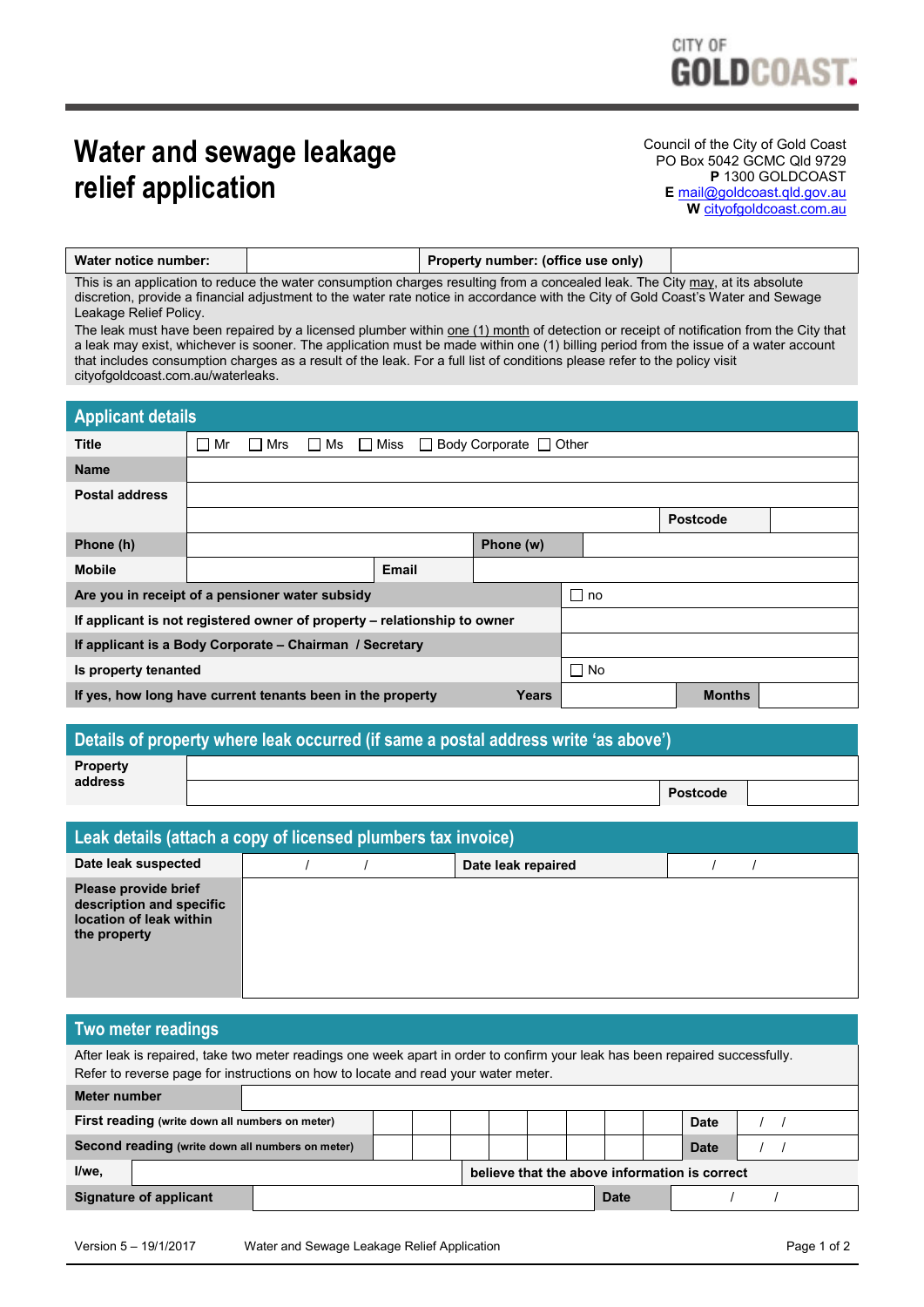CITY OF GOLDCOAST.

# Water and sewage leakage relief application

Council of the City of Gold Coast
PO Box 5042 GCMC Qld 9729
**P** 1300 GOLDCOAST
**E** mail@goldcoast.qld.gov.au
**W** cityofgoldcoast.com.au

| **Water notice number:** | | **Property number: (office use only)** | |
|---|---|---|---|

This is an application to reduce the water consumption charges resulting from a concealed leak. The City may, at its absolute discretion, provide a financial adjustment to the water rate notice in accordance with the City of Gold Coast's Water and Sewage Leakage Relief Policy.

The leak must have been repaired by a licensed plumber within one (1) month of detection or receipt of notification from the City that a leak may exist, whichever is sooner. The application must be made within one (1) billing period from the issue of a water account that includes consumption charges as a result of the leak. For a full list of conditions please refer to the policy visit cityofgoldcoast.com.au/waterleaks.

## Applicant details

| | | | | | |
|---|---|---|---|---|---|
| **Title** | ☐ Mr ☐ Mrs ☐ Ms ☐ Miss ☐ Body Corporate ☐ Other | | | | |
| **Name** | | | | | |
| **Postal address** | | | | | |
| | | | | **Postcode** | |
| **Phone (h)** | | | **Phone (w)** | | |
| **Mobile** | | **Email** | | | |
| **Are you in receipt of a pensioner water subsidy** | | | ☐ no | | |
| **If applicant is not registered owner of property – relationship to owner** | | | | | |
| **If applicant is a Body Corporate – Chairman / Secretary** | | | | | |
| **Is property tenanted** | | | ☐ No | | |
| **If yes, how long have current tenants been in the property** | | **Years** | | **Months** | |

## Details of property where leak occurred (if same a postal address write 'as above')

| | | | |
|---|---|---|---|
| **Property address** | | | |
| | | **Postcode** | |

## Leak details (attach a copy of licensed plumbers tax invoice)

| | | | |
|---|---|---|---|
| **Date leak suspected** | / / | **Date leak repaired** | / / |
| **Please provide brief description and specific location of leak within the property** | | | |

## Two meter readings

After leak is repaired, take two meter readings one week apart in order to confirm your leak has been repaired successfully. Refer to reverse page for instructions on how to locate and read your water meter.

| | | | | | | | | | | |
|---|---|---|---|---|---|---|---|---|---|---|
| **Meter number** | | | | | | | | | | |
| **First reading** (write down all numbers on meter) | | | | | | | | | **Date** | / / |
| **Second reading** (write down all numbers on meter) | | | | | | | | | **Date** | / / |

| | | | |
|---|---|---|---|
| **I/we,** | | **believe that the above information is correct** | |
| **Signature of applicant** | | **Date** | / / |

Version 5 – 19/1/2017 Water and Sewage Leakage Relief Application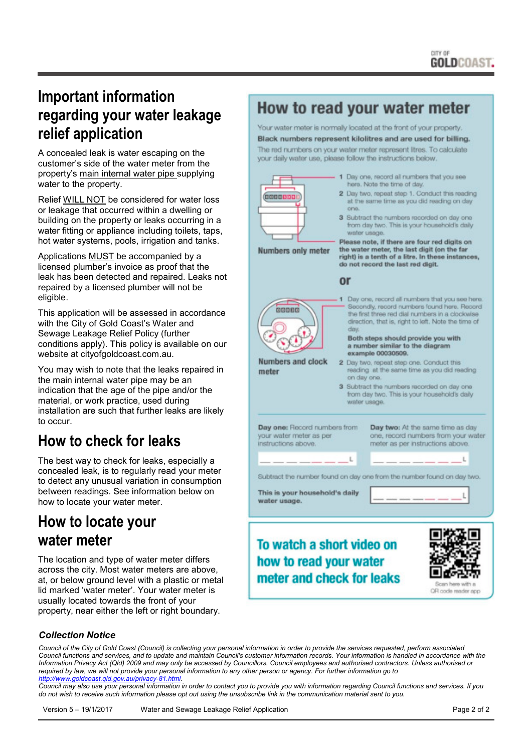# Important information regarding your water leakage relief application

A concealed leak is water escaping on the customer's side of the water meter from the property's main internal water pipe supplying water to the property.

Relief WILL NOT be considered for water loss or leakage that occurred within a dwelling or building on the property or leaks occurring in a water fitting or appliance including toilets, taps, hot water systems, pools, irrigation and tanks.

Applications MUST be accompanied by a licensed plumber's invoice as proof that the leak has been detected and repaired. Leaks not repaired by a licensed plumber will not be eligible.

This application will be assessed in accordance with the City of Gold Coast's Water and Sewage Leakage Relief Policy (further conditions apply). This policy is available on our website at cityofgoldcoast.com.au.

You may wish to note that the leaks repaired in the main internal water pipe may be an indication that the age of the pipe and/or the material, or work practice, used during installation are such that further leaks are likely to occur.

## How to check for leaks

The best way to check for leaks, especially a concealed leak, is to regularly read your meter to detect any unusual variation in consumption between readings. See information below on how to locate your water meter.

## How to locate your water meter

The location and type of water meter differs across the city. Most water meters are above, at, or below ground level with a plastic or metal lid marked 'water meter'. Your water meter is usually located towards the front of your property, near either the left or right boundary.

## How to read your water meter

Your water meter is normally located at the front of your property.

**Black numbers represent kilolitres and are used for billing.**

The red numbers on your water meter represent litres. To calculate your daily water use, please follow the instructions below.

**Numbers only meter**

1. Day one, record all numbers that you see here. Note the time of day.
2. Day two, repeat step 1. Conduct this reading at the same time as you did reading on day one.
3. Subtract the numbers recorded on day one from day two. This is your household's daily water usage.

**Please note, if there are four red digits on the water meter, the last digit (on the far right) is a tenth of a litre. In these instances, do not record the last red digit.**

**or**

**Numbers and clock meter**

1. Day one, record all numbers that you see here. Secondly, record numbers found here. Record the first three red dial numbers in a clockwise direction, that is, right to left. Note the time of day.

   **Both steps should provide you with a number similar to the diagram example 00030509.**
2. Day two, repeat step one. Conduct this reading at the same time as you did reading on day one.
3. Subtract the numbers recorded on day one from day two. This is your household's daily water usage.

**Day one:** Record numbers from your water meter as per instructions above.

_ _ _ _ _ _ _ _ L

**Day two:** At the same time as day one, record numbers from your water meter as per instructions above.

_ _ _ _ _ _ _ _ L

Subtract the number found on day one from the number found on day two.

**This is your household's daily water usage.** _ _ _ _ _ _ _ _ L

**To watch a short video on how to read your water meter and check for leaks**

Scan here with a QR code reader app

### *Collection Notice*

*Council of the City of Gold Coast (Council) is collecting your personal information in order to provide the services requested, perform associated Council functions and services, and to update and maintain Council's customer information records. Your information is handled in accordance with the Information Privacy Act (Qld) 2009 and may only be accessed by Councillors, Council employees and authorised contractors. Unless authorised or required by law, we will not provide your personal information to any other person or agency. For further information go to http://www.goldcoast.qld.gov.au/privacy-81.html.*

*Council may also use your personal information in order to contact you to provide you with information regarding Council functions and services. If you do not wish to receive such information please opt out using the unsubscribe link in the communication material sent to you.*

Version 5 – 19/1/2017 Water and Sewage Leakage Relief Application